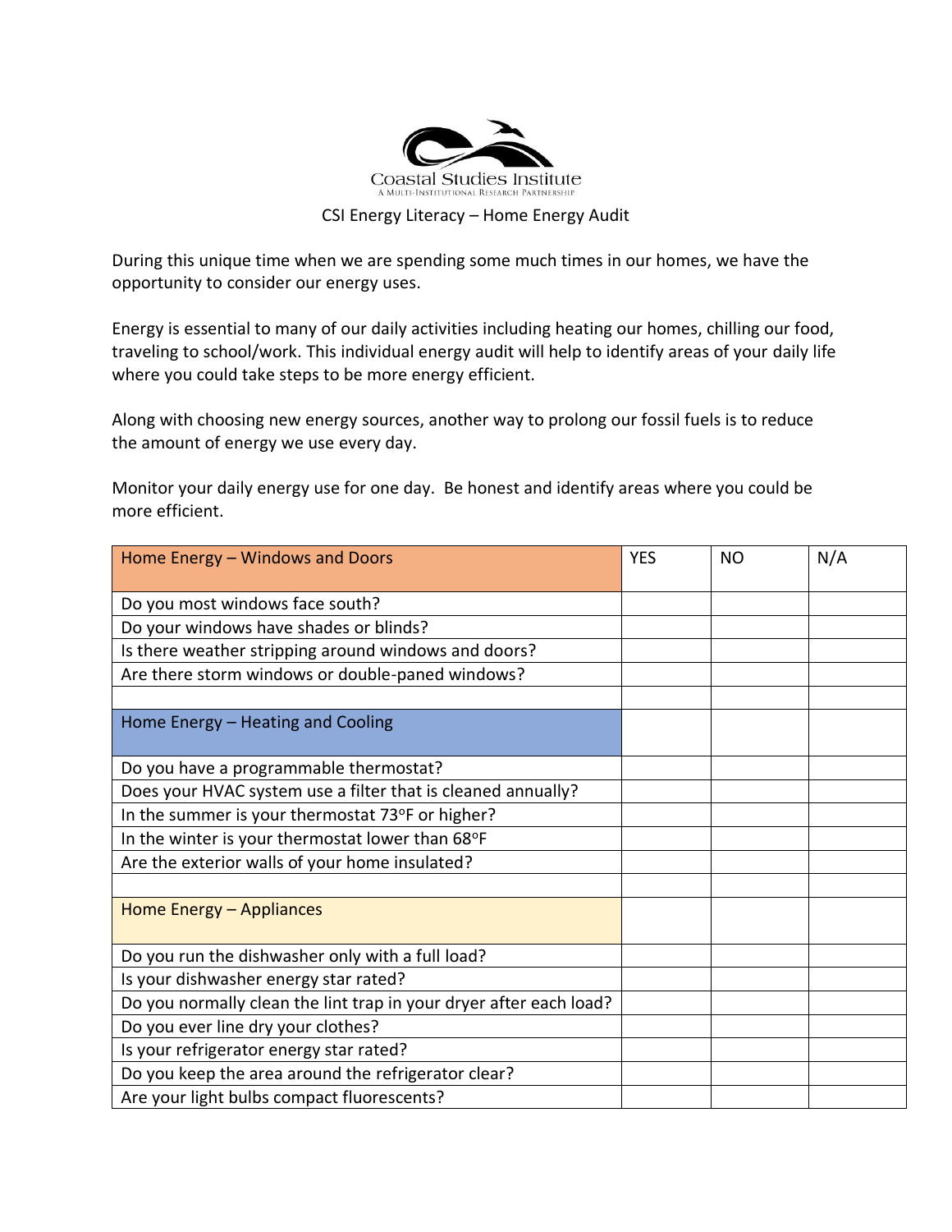Coastal Studies Institute
A MULTI-INSTITUTIONAL RESEARCH PARTNERSHIP

CSI Energy Literacy – Home Energy Audit

During this unique time when we are spending some much times in our homes, we have the opportunity to consider our energy uses.

Energy is essential to many of our daily activities including heating our homes, chilling our food, traveling to school/work. This individual energy audit will help to identify areas of your daily life where you could take steps to be more energy efficient.

Along with choosing new energy sources, another way to prolong our fossil fuels is to reduce the amount of energy we use every day.

Monitor your daily energy use for one day. Be honest and identify areas where you could be more efficient.

| Home Energy – Windows and Doors | YES | NO | N/A |
|---|---|---|---|
| Do you most windows face south? | | | |
| Do your windows have shades or blinds? | | | |
| Is there weather stripping around windows and doors? | | | |
| Are there storm windows or double-paned windows? | | | |
| | | | |
| **Home Energy – Heating and Cooling** | | | |
| Do you have a programmable thermostat? | | | |
| Does your HVAC system use a filter that is cleaned annually? | | | |
| In the summer is your thermostat 73°F or higher? | | | |
| In the winter is your thermostat lower than 68°F | | | |
| Are the exterior walls of your home insulated? | | | |
| | | | |
| **Home Energy – Appliances** | | | |
| Do you run the dishwasher only with a full load? | | | |
| Is your dishwasher energy star rated? | | | |
| Do you normally clean the lint trap in your dryer after each load? | | | |
| Do you ever line dry your clothes? | | | |
| Is your refrigerator energy star rated? | | | |
| Do you keep the area around the refrigerator clear? | | | |
| Are your light bulbs compact fluorescents? | | | |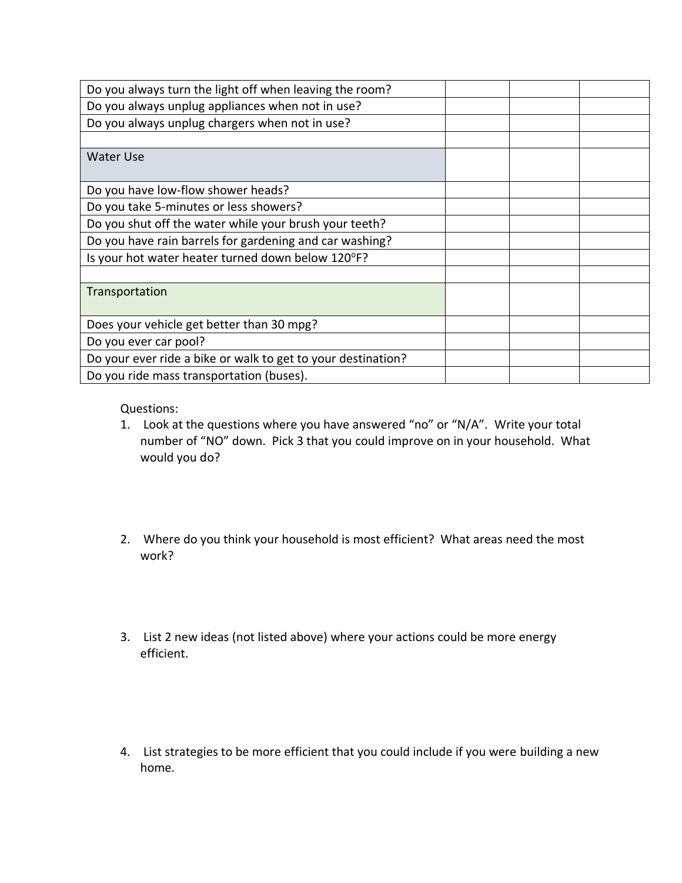| | | | |
|---|---|---|---|
| Do you always turn the light off when leaving the room? | | | |
| Do you always unplug appliances when not in use? | | | |
| Do you always unplug chargers when not in use? | | | |
| | | | |
| Water Use | | | |
| Do you have low-flow shower heads? | | | |
| Do you take 5-minutes or less showers? | | | |
| Do you shut off the water while your brush your teeth? | | | |
| Do you have rain barrels for gardening and car washing? | | | |
| Is your hot water heater turned down below 120$^{o}$F? | | | |
| | | | |
| Transportation | | | |
| Does your vehicle get better than 30 mpg? | | | |
| Do you ever car pool? | | | |
| Do your ever ride a bike or walk to get to your destination? | | | |
| Do you ride mass transportation (buses). | | | |

Questions:

1. Look at the questions where you have answered "no" or "N/A". Write your total number of "NO" down. Pick 3 that you could improve on in your household. What would you do?

2. Where do you think your household is most efficient? What areas need the most work?

3. List 2 new ideas (not listed above) where your actions could be more energy efficient.

4. List strategies to be more efficient that you could include if you were building a new home.